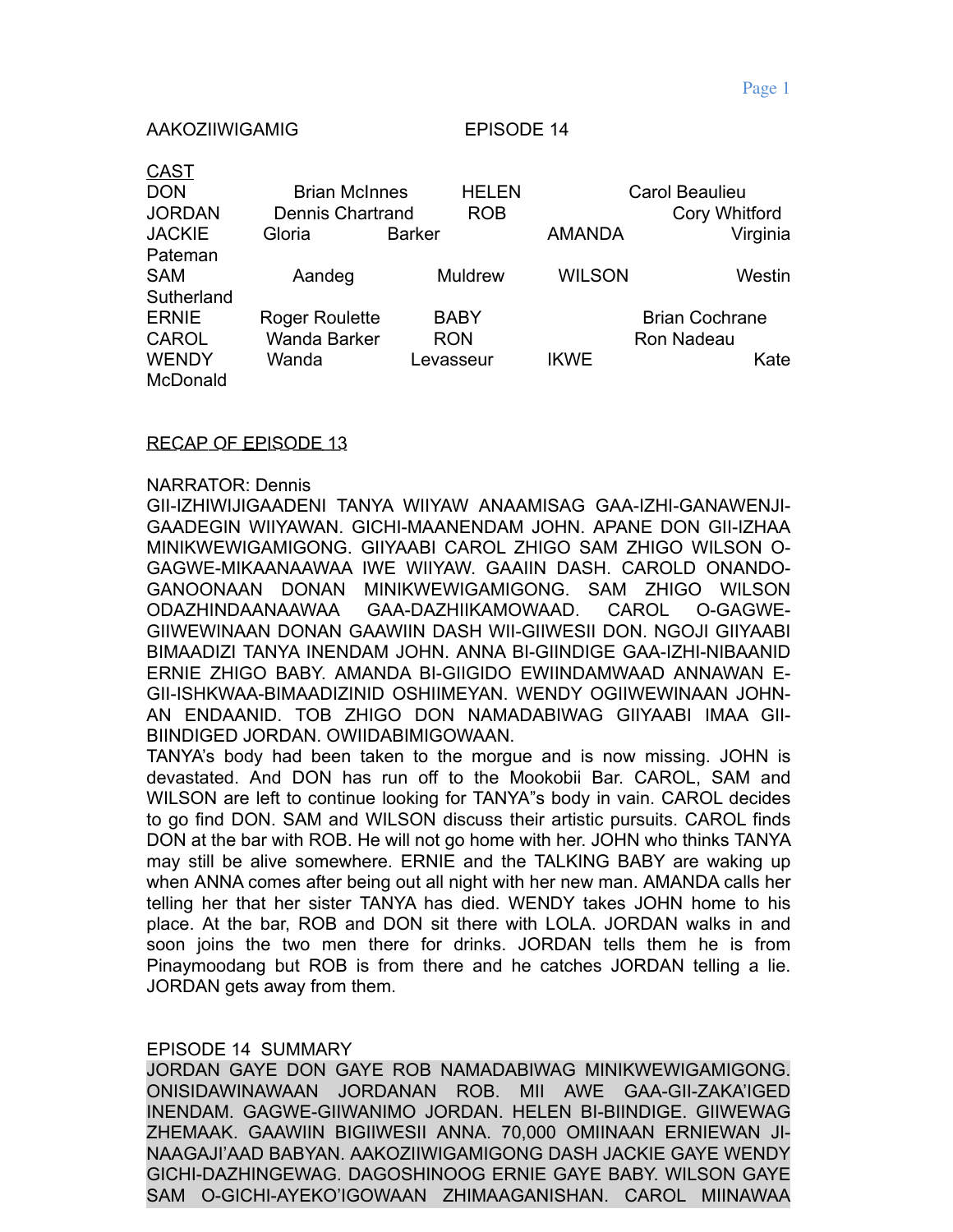AAKOZIIWIGAMIG EPISODE 14

CAST

| | | | |
|---|---|---|---|
| DON | Brian McInnes | HELEN | Carol Beaulieu |
| JORDAN | Dennis Chartrand | ROB | Cory Whitford |
| JACKIE | Gloria Barker | AMANDA | Virginia Pateman |
| SAM | Aandeg Muldrew | WILSON | Westin Sutherland |
| ERNIE | Roger Roulette | BABY | Brian Cochrane |
| CAROL | Wanda Barker | RON | Ron Nadeau |
| WENDY | Wanda Levasseur | IKWE | Kate McDonald |

RECAP OF EPISODE 13

NARRATOR: Dennis

GII-IZHIWIJIGAADENI TANYA WIIYAW ANAAMISAG GAA-IZHI-GANAWENJI-GAADEGIN WIIYAWAN. GICHI-MAANENDAM JOHN. APANE DON GII-IZHAA MINIKWEWIGAMIGONG. GIIYAABI CAROL ZHIGO SAM ZHIGO WILSON O-GAGWE-MIKAANAAWAA IWE WIIYAW. GAAIIN DASH. CAROLD ONANDO-GANOONAAN DONAN MINIKWEWIGAMIGONG. SAM ZHIGO WILSON ODAZHINDAANAAWAA GAA-DAZHIIKAMOWAAD. CAROL O-GAGWE-GIIWEWINAAN DONAN GAAWIIN DASH WII-GIIWESII DON. NGOJI GIIYAABI BIMAADIZI TANYA INENDAM JOHN. ANNA BI-GIIGIDO EWIINDAMWAAD ANNAWAN E-GII-ISHKWAA-BIMAADIZINID OSHIIMEYAN. WENDY OGIIWEWINAAN JOHN-AN ENDAANID. TOB ZHIGO DON NAMADABIWAG GIIYAABI IMAA GII-BIINDIGED JORDAN. OWIIDABIMIGOWAAN.

TANYA's body had been taken to the morgue and is now missing. JOHN is devastated. And DON has run off to the Mookobii Bar. CAROL, SAM and WILSON are left to continue looking for TANYA"s body in vain. CAROL decides to go find DON. SAM and WILSON discuss their artistic pursuits. CAROL finds DON at the bar with ROB. He will not go home with her. JOHN who thinks TANYA may still be alive somewhere. ERNIE and the TALKING BABY are waking up when ANNA comes after being out all night with her new man. AMANDA calls her telling her that her sister TANYA has died. WENDY takes JOHN home to his place. At the bar, ROB and DON sit there with LOLA. JORDAN walks in and soon joins the two men there for drinks. JORDAN tells them he is from Pinaymoodang but ROB is from there and he catches JORDAN telling a lie. JORDAN gets away from them.

EPISODE 14 SUMMARY

JORDAN GAYE DON GAYE ROB NAMADABIWAG MINIKWEWIGAMIGONG. ONISIDAWINAWAAN JORDANAN ROB. MII AWE GAA-GII-ZAKA'IGED INENDAM. GAGWE-GIIWANIMO JORDAN. HELEN BI-BIINDIGE. GIIWEWAG ZHEMAAK. GAAWIIN BIGIIWESII ANNA. 70,000 OMIINAAN ERNIEWAN JI-NAAGAJI'AAD BABYAN. AAKOZIIWIGAMIGONG DASH JACKIE GAYE WENDY GICHI-DAZHINGEWAG. DAGOSHINOOG ERNIE GAYE BABY. WILSON GAYE SAM O-GICHI-AYEKO'IGOWAAN ZHIMAAGANISHAN. CAROL MIINAWAA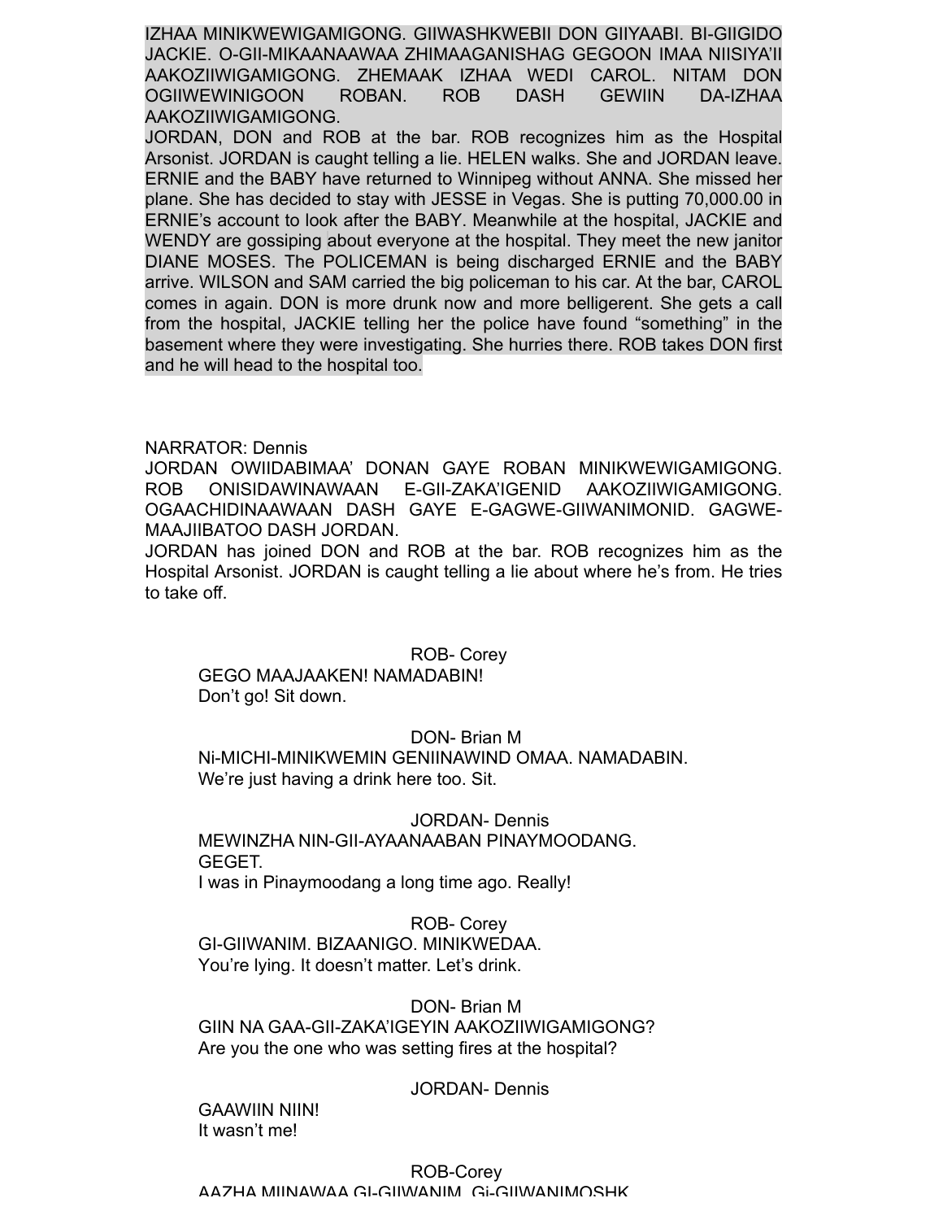IZHAA MINIKWEWIGAMIGONG. GIIWASHKWEBII DON GIIYAABI. BI-GIIGIDO JACKIE. O-GII-MIKAANAAWAA ZHIMAAGANISHAG GEGOON IMAA NIISIYA'II AAKOZIIWIGAMIGONG. ZHEMAAK IZHAA WEDI CAROL. NITAM DON OGIIWEWINIGOON ROBAN. ROB DASH GEWIIN DA-IZHAA AAKOZIIWIGAMIGONG.

JORDAN, DON and ROB at the bar. ROB recognizes him as the Hospital Arsonist. JORDAN is caught telling a lie. HELEN walks. She and JORDAN leave. ERNIE and the BABY have returned to Winnipeg without ANNA. She missed her plane. She has decided to stay with JESSE in Vegas. She is putting 70,000.00 in ERNIE's account to look after the BABY. Meanwhile at the hospital, JACKIE and WENDY are gossiping about everyone at the hospital. They meet the new janitor DIANE MOSES. The POLICEMAN is being discharged ERNIE and the BABY arrive. WILSON and SAM carried the big policeman to his car. At the bar, CAROL comes in again. DON is more drunk now and more belligerent. She gets a call from the hospital, JACKIE telling her the police have found "something" in the basement where they were investigating. She hurries there. ROB takes DON first and he will head to the hospital too.

NARRATOR: Dennis

JORDAN OWIIDABIMAA' DONAN GAYE ROBAN MINIKWEWIGAMIGONG. ROB ONISIDAWINAWAAN E-GII-ZAKA'IGENID AAKOZIIWIGAMIGONG. OGAACHIDINAAWAAN DASH GAYE E-GAGWE-GIIWANIMONID. GAGWE-MAAJIIBATOO DASH JORDAN.

JORDAN has joined DON and ROB at the bar. ROB recognizes him as the Hospital Arsonist. JORDAN is caught telling a lie about where he's from. He tries to take off.

ROB- Corey

GEGO MAAJAAKEN! NAMADABIN!
Don't go! Sit down.

DON- Brian M

Ni-MICHI-MINIKWEMIN GENIINAWIND OMAA. NAMADABIN.
We're just having a drink here too. Sit.

JORDAN- Dennis

MEWINZHA NIN-GII-AYAANAABAN PINAYMOODANG.
GEGET.
I was in Pinaymoodang a long time ago. Really!

ROB- Corey

GI-GIIWANIM. BIZAANIGO. MINIKWEDAA.
You're lying. It doesn't matter. Let's drink.

DON- Brian M

GIIN NA GAA-GII-ZAKA'IGEYIN AAKOZIIWIGAMIGONG?
Are you the one who was setting fires at the hospital?

JORDAN- Dennis

GAAWIIN NIIN!
It wasn't me!

ROB-Corey

AAZHA MIINAWAA GI-GIIWANIM. Gi-GIIWANIMOSHK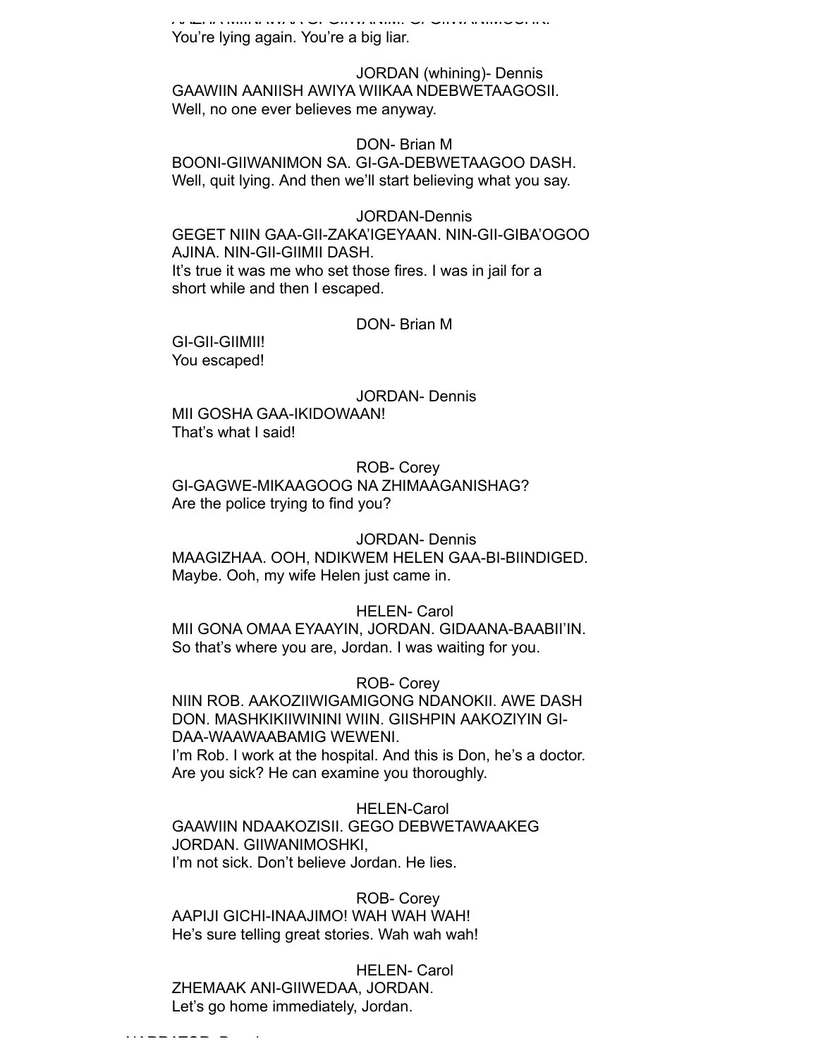You're lying again. You're a big liar.

JORDAN (whining)- Dennis
GAAWIIN AANIISH AWIYA WIIKAA NDEBWETAAGOSII.
Well, no one ever believes me anyway.

DON- Brian M
BOONI-GIIWANIMON SA. GI-GA-DEBWETAAGOO DASH.
Well, quit lying. And then we'll start believing what you say.

JORDAN-Dennis
GEGET NIIN GAA-GII-ZAKA'IGEYAAN. NIN-GII-GIBA'OGOO AJINA. NIN-GII-GIIMII DASH.
It's true it was me who set those fires. I was in jail for a short while and then I escaped.

DON- Brian M
GI-GII-GIIMII!
You escaped!

JORDAN- Dennis
MII GOSHA GAA-IKIDOWAAN!
That's what I said!

ROB- Corey
GI-GAGWE-MIKAAGOOG NA ZHIMAAGANISHAG?
Are the police trying to find you?

JORDAN- Dennis
MAAGIZHAA. OOH, NDIKWEM HELEN GAA-BI-BIINDIGED.
Maybe. Ooh, my wife Helen just came in.

HELEN- Carol
MII GONA OMAA EYAAYIN, JORDAN. GIDAANA-BAABII'IN.
So that's where you are, Jordan. I was waiting for you.

ROB- Corey
NIIN ROB. AAKOZIIWIGAMIGONG NDANOKII. AWE DASH DON. MASHKIKIIWININI WIIN. GIISHPIN AAKOZIYIN GI-DAA-WAAWAABAMIG WEWENI.
I'm Rob. I work at the hospital. And this is Don, he's a doctor. Are you sick? He can examine you thoroughly.

HELEN-Carol
GAAWIIN NDAAKOZISII. GEGO DEBWETAWAAKEG JORDAN. GIIWANIMOSHKI,
I'm not sick. Don't believe Jordan. He lies.

ROB- Corey
AAPIJI GICHI-INAAJIMO! WAH WAH WAH!
He's sure telling great stories. Wah wah wah!

HELEN- Carol
ZHEMAAK ANI-GIIWEDAA, JORDAN.
Let's go home immediately, Jordan.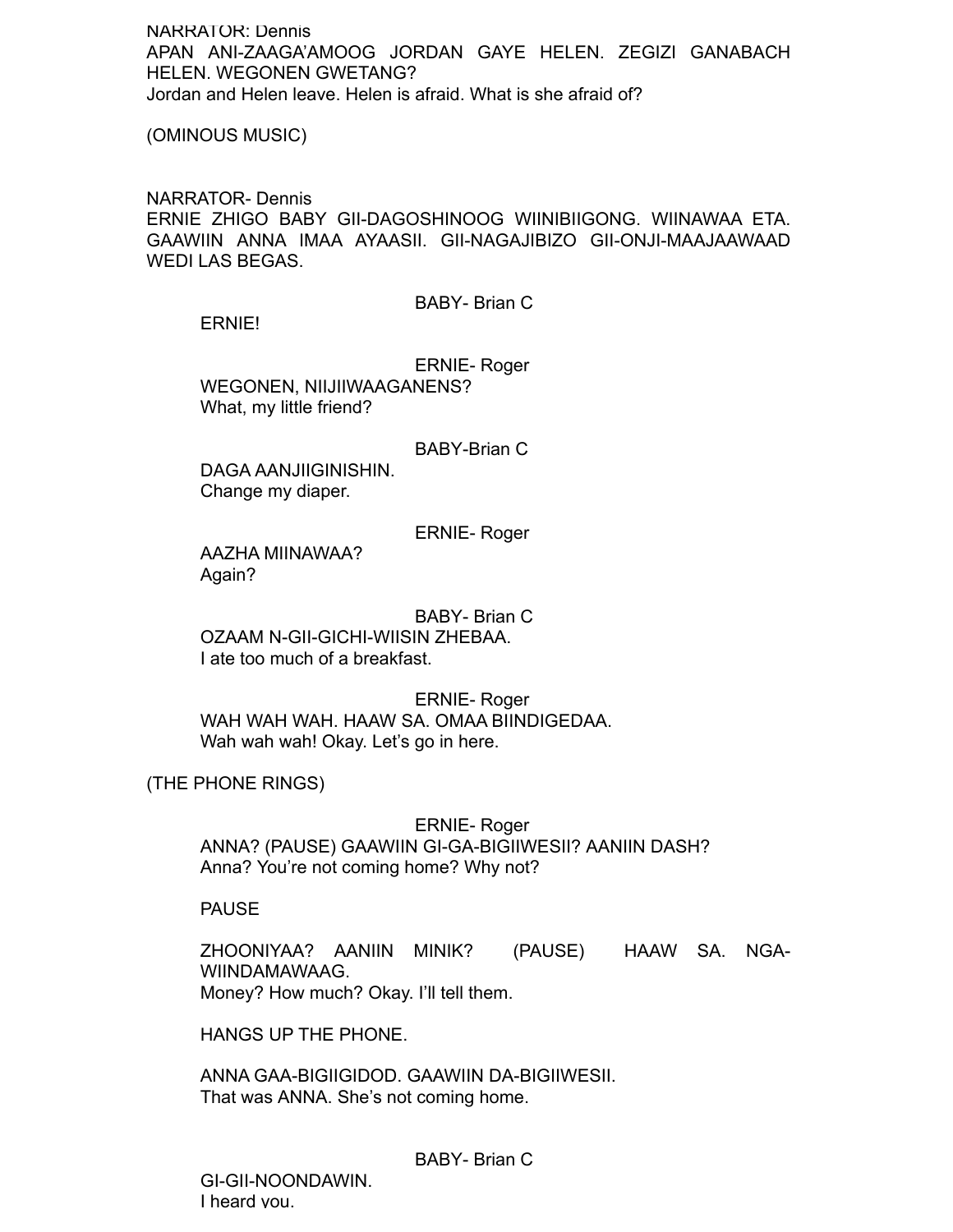NARRATOR: Dennis
APAN ANI-ZAAGA'AMOOG JORDAN GAYE HELEN. ZEGIZI GANABACH HELEN. WEGONEN GWETANG?
Jordan and Helen leave. Helen is afraid. What is she afraid of?

(OMINOUS MUSIC)

NARRATOR- Dennis
ERNIE ZHIGO BABY GII-DAGOSHINOOG WIINIBIIGONG. WIINAWAA ETA. GAAWIIN ANNA IMAA AYAASII. GII-NAGAJIBIZO GII-ONJI-MAAJAAWAAD WEDI LAS BEGAS.

BABY- Brian C
ERNIE!

ERNIE- Roger
WEGONEN, NIIJIIWAAGANENS?
What, my little friend?

BABY-Brian C
DAGA AANJIIGINISHIN.
Change my diaper.

ERNIE- Roger
AAZHA MIINAWAA?
Again?

BABY- Brian C
OZAAM N-GII-GICHI-WIISIN ZHEBAA.
I ate too much of a breakfast.

ERNIE- Roger
WAH WAH WAH. HAAW SA. OMAA BIINDIGEDAA.
Wah wah wah! Okay. Let's go in here.

(THE PHONE RINGS)

ERNIE- Roger
ANNA? (PAUSE) GAAWIIN GI-GA-BIGIIWESII? AANIIN DASH?
Anna? You're not coming home? Why not?

PAUSE

ZHOONIYAA? AANIIN MINIK? (PAUSE) HAAW SA. NGA-WIINDAMAWAAG.
Money? How much? Okay. I'll tell them.

HANGS UP THE PHONE.

ANNA GAA-BIGIIGIDOD. GAAWIIN DA-BIGIIWESII.
That was ANNA. She's not coming home.

BABY- Brian C
GI-GII-NOONDAWIN.
I heard you.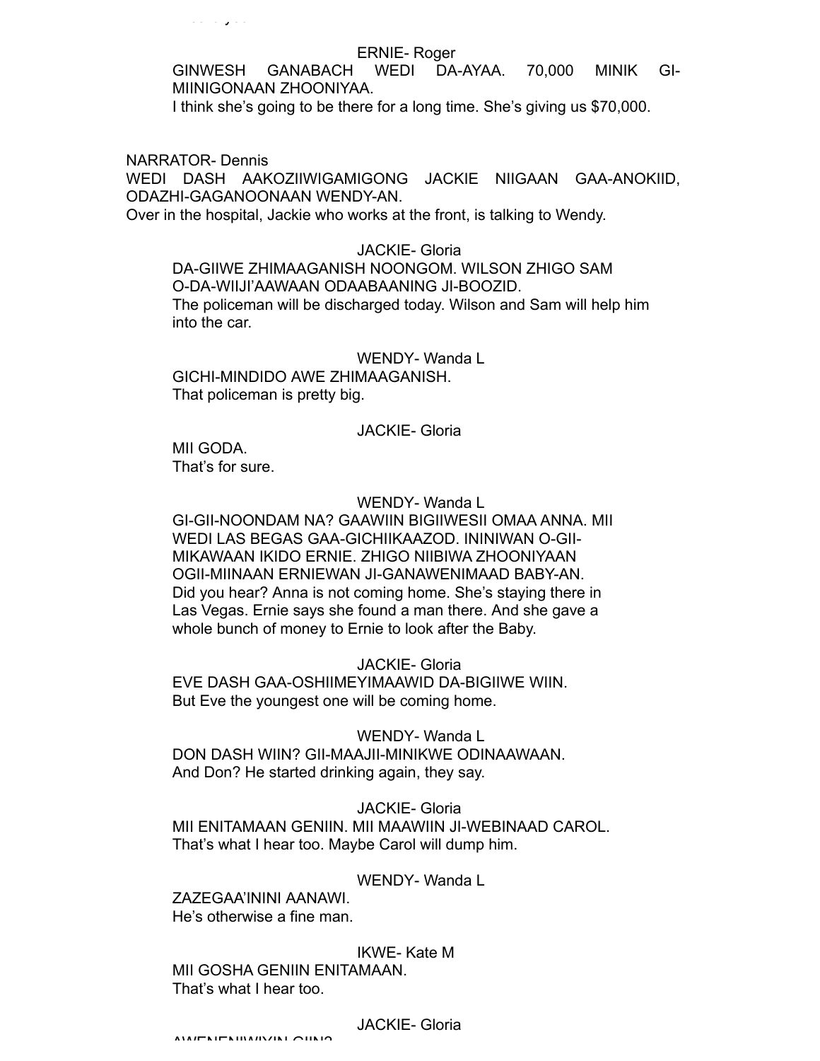ERNIE- Roger

GINWESH GANABACH WEDI DA-AYAA. 70,000 MINIK GI-MIINIGONAAN ZHOONIYAA.

I think she's going to be there for a long time. She's giving us $70,000.

NARRATOR- Dennis

WEDI DASH AAKOZIIWIGAMIGONG JACKIE NIIGAAN GAA-ANOKIID, ODAZHI-GAGANOONAAN WENDY-AN.

Over in the hospital, Jackie who works at the front, is talking to Wendy.

JACKIE- Gloria

DA-GIIWE ZHIMAAGANISH NOONGOM. WILSON ZHIGO SAM O-DA-WIIJI'AAWAAN ODAABAANING JI-BOOZID.

The policeman will be discharged today. Wilson and Sam will help him into the car.

WENDY- Wanda L

GICHI-MINDIDO AWE ZHIMAAGANISH.

That policeman is pretty big.

JACKIE- Gloria

MII GODA.

That's for sure.

WENDY- Wanda L

GI-GII-NOONDAM NA? GAAWIIN BIGIIWESII OMAA ANNA. MII WEDI LAS BEGAS GAA-GICHIIKAAZOD. ININIWAN O-GII-MIKAWAAN IKIDO ERNIE. ZHIGO NIIBIWA ZHOONIYAAN OGII-MIINAAN ERNIEWAN JI-GANAWENIMAAD BABY-AN.

Did you hear? Anna is not coming home. She's staying there in Las Vegas. Ernie says she found a man there. And she gave a whole bunch of money to Ernie to look after the Baby.

JACKIE- Gloria

EVE DASH GAA-OSHIIMEYIMAAWID DA-BIGIIWE WIIN.

But Eve the youngest one will be coming home.

WENDY- Wanda L

DON DASH WIIN? GII-MAAJII-MINIKWE ODINAAWAAN.

And Don? He started drinking again, they say.

JACKIE- Gloria

MII ENITAMAAN GENIIN. MII MAAWIIN JI-WEBINAAD CAROL.

That's what I hear too. Maybe Carol will dump him.

WENDY- Wanda L

ZAZEGAA'ININI AANAWI.

He's otherwise a fine man.

IKWE- Kate M

MII GOSHA GENIIN ENITAMAAN.

That's what I hear too.

JACKIE- Gloria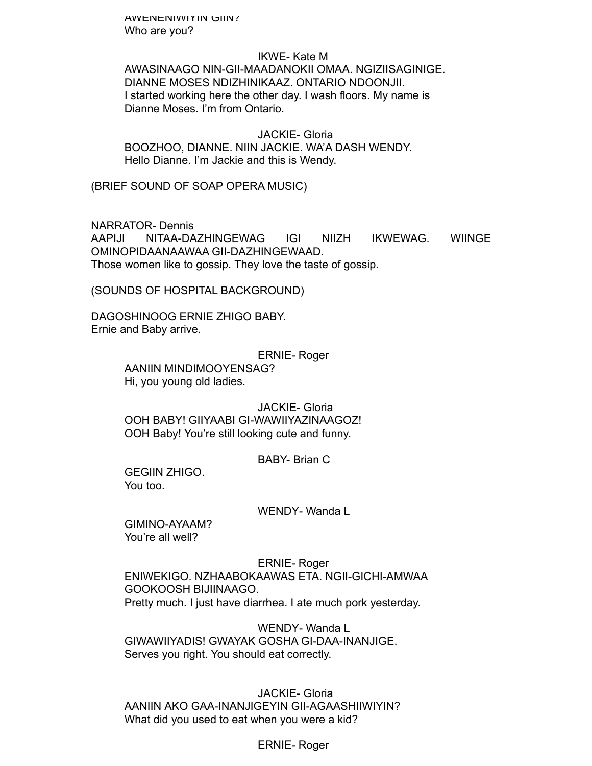AWENENIWIYIN GIIN?
Who are you?

IKWE- Kate M

AWASINAAGO NIN-GII-MAADANOKII OMAA. NGIZIISAGINIGE. DIANNE MOSES NDIZHINIKAAZ. ONTARIO NDOONJII.
I started working here the other day. I wash floors. My name is Dianne Moses. I'm from Ontario.

JACKIE- Gloria

BOOZHOO, DIANNE. NIIN JACKIE. WA'A DASH WENDY.
Hello Dianne. I'm Jackie and this is Wendy.

(BRIEF SOUND OF SOAP OPERA MUSIC)

NARRATOR- Dennis
AAPIJI NITAA-DAZHINGEWAG IGI NIIZH IKWEWAG. WIINGE OMINOPIDAANAAWAA GII-DAZHINGEWAAD.
Those women like to gossip. They love the taste of gossip.

(SOUNDS OF HOSPITAL BACKGROUND)

DAGOSHINOOG ERNIE ZHIGO BABY.
Ernie and Baby arrive.

ERNIE- Roger

AANIIN MINDIMOOYENSAG?
Hi, you young old ladies.

JACKIE- Gloria

OOH BABY! GIIYAABI GI-WAWIIYAZINAAGOZ!
OOH Baby! You're still looking cute and funny.

BABY- Brian C

GEGIIN ZHIGO.
You too.

WENDY- Wanda L

GIMINO-AYAAM?
You're all well?

ERNIE- Roger

ENIWEKIGO. NZHAABOKAAWAS ETA. NGII-GICHI-AMWAA GOOKOOSH BIJIINAAGO.
Pretty much. I just have diarrhea. I ate much pork yesterday.

WENDY- Wanda L

GIWAWIIYADIS! GWAYAK GOSHA GI-DAA-INANJIGE.
Serves you right. You should eat correctly.

JACKIE- Gloria

AANIIN AKO GAA-INANJIGEYIN GII-AGAASHIIWIYIN?
What did you used to eat when you were a kid?

ERNIE- Roger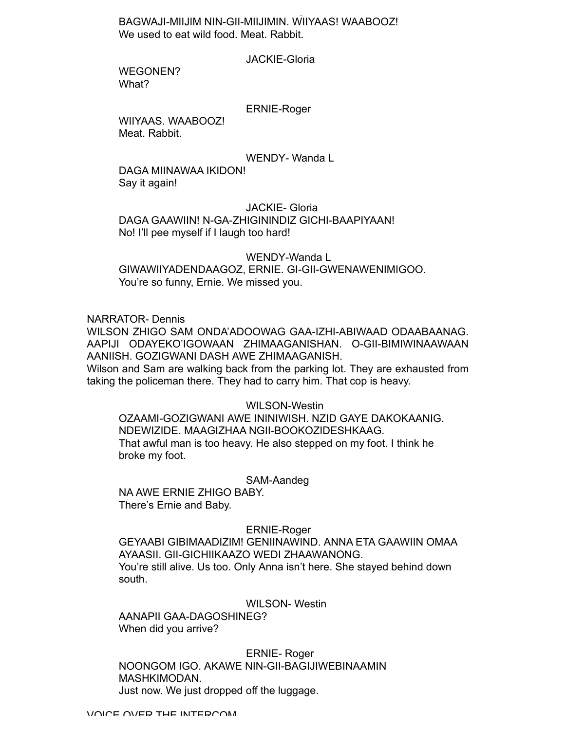BAGWAJI-MIIJIM NIN-GII-MIIJIMIN. WIIYAAS! WAABOOZ!
We used to eat wild food. Meat. Rabbit.

JACKIE-Gloria

WEGONEN?
What?

ERNIE-Roger

WIIYAAS. WAABOOZ!
Meat. Rabbit.

WENDY- Wanda L

DAGA MIINAWAA IKIDON!
Say it again!

JACKIE- Gloria

DAGA GAAWIIN! N-GA-ZHIGININDIZ GICHI-BAAPIYAAN!
No! I'll pee myself if I laugh too hard!

WENDY-Wanda L

GIWAWIIYADENDAAGOZ, ERNIE. GI-GII-GWENAWENIMIGOO.
You're so funny, Ernie. We missed you.

NARRATOR- Dennis

WILSON ZHIGO SAM ONDA'ADOOWAG GAA-IZHI-ABIWAAD ODAABAANAG. AAPIJI ODAYEKO'IGOWAAN ZHIMAAGANISHAN. O-GII-BIMIWINAAWAAN AANIISH. GOZIGWANI DASH AWE ZHIMAAGANISH.
Wilson and Sam are walking back from the parking lot. They are exhausted from taking the policeman there. They had to carry him. That cop is heavy.

WILSON-Westin

OZAAMI-GOZIGWANI AWE ININIWISH. NZID GAYE DAKOKAANIG. NDEWIZIDE. MAAGIZHAA NGII-BOOKOZIDESHKAAG.
That awful man is too heavy. He also stepped on my foot. I think he broke my foot.

SAM-Aandeg

NA AWE ERNIE ZHIGO BABY.
There's Ernie and Baby.

ERNIE-Roger

GEYAABI GIBIMAADIZIM! GENIINAWIND. ANNA ETA GAAWIIN OMAA AYAASII. GII-GICHIIKAAZO WEDI ZHAAWANONG.
You're still alive. Us too. Only Anna isn't here. She stayed behind down south.

WILSON- Westin

AANAPII GAA-DAGOSHINEG?
When did you arrive?

ERNIE- Roger

NOONGOM IGO. AKAWE NIN-GII-BAGIJIWEBINAAMIN MASHKIMODAN.
Just now. We just dropped off the luggage.

VOICE OVER THE INTERCOM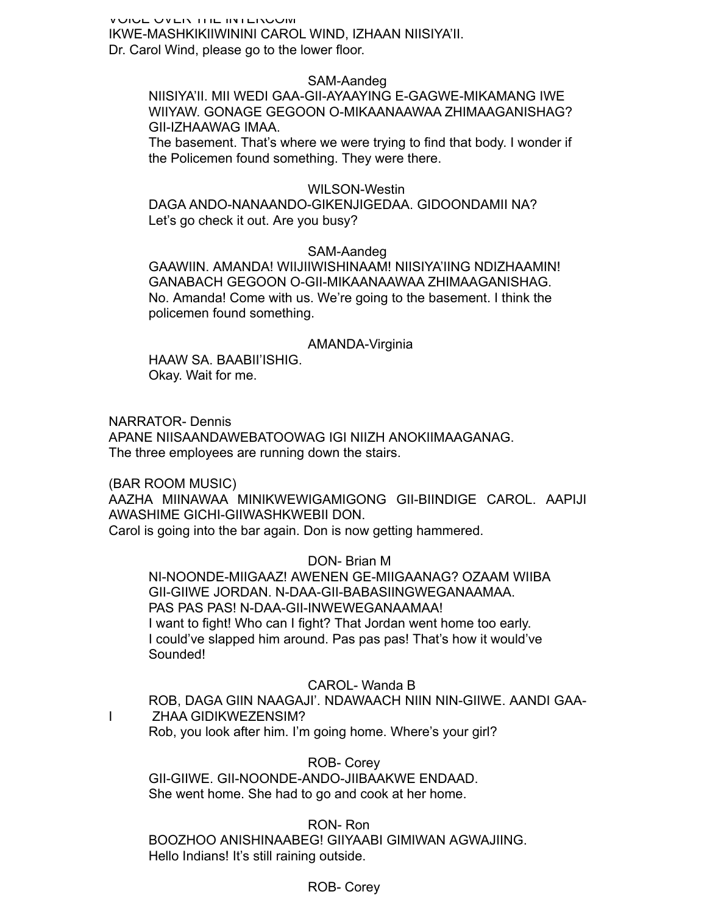VOICE OVER THE INTERCOM
IKWE-MASHKIKIIWININI CAROL WIND, IZHAAN NIISIYA'II.
Dr. Carol Wind, please go to the lower floor.

SAM-Aandeg
NIISIYA'II. MII WEDI GAA-GII-AYAAYING E-GAGWE-MIKAMANG IWE WIIYAW. GONAGE GEGOON O-MIKAANAAWAA ZHIMAAGANISHAG? GII-IZHAAWAG IMAA.
The basement. That's where we were trying to find that body. I wonder if the Policemen found something. They were there.

WILSON-Westin
DAGA ANDO-NANAANDO-GIKENJIGEDAA. GIDOONDAMII NA?
Let's go check it out. Are you busy?

SAM-Aandeg
GAAWIIN. AMANDA! WIIJIIWISHINAAM! NIISIYA'IING NDIZHAAMIN! GANABACH GEGOON O-GII-MIKAANAAWAA ZHIMAAGANISHAG.
No. Amanda! Come with us. We're going to the basement. I think the policemen found something.

AMANDA-Virginia
HAAW SA. BAABII'ISHIG.
Okay. Wait for me.

NARRATOR- Dennis
APANE NIISAANDAWEBATOOWAG IGI NIIZH ANOKIIMAAGANAG.
The three employees are running down the stairs.

(BAR ROOM MUSIC)
AAZHA MIINAWAA MINIKWEWIGAMIGONG GII-BIINDIGE CAROL. AAPIJI AWASHIME GICHI-GIIWASHKWEBII DON.
Carol is going into the bar again. Don is now getting hammered.

DON- Brian M
NI-NOONDE-MIIGAAZ! AWENEN GE-MIIGAANAG? OZAAM WIIBA GII-GIIWE JORDAN. N-DAA-GII-BABASIINGWEGANAAMAA. PAS PAS PAS! N-DAA-GII-INWEWEGANAAMAA!
I want to fight! Who can I fight? That Jordan went home too early. I could've slapped him around. Pas pas pas! That's how it would've Sounded!

CAROL- Wanda B
ROB, DAGA GIIN NAAGAJI'. NDAWAACH NIIN NIN-GIIWE. AANDI GAA-I ZHAA GIDIKWEZENSIM?
Rob, you look after him. I'm going home. Where's your girl?

ROB- Corey
GII-GIIWE. GII-NOONDE-ANDO-JIIBAAKWE ENDAAD.
She went home. She had to go and cook at her home.

RON- Ron
BOOZHOO ANISHINAABEG! GIIYAABI GIMIWAN AGWAJIING.
Hello Indians! It's still raining outside.

ROB- Corey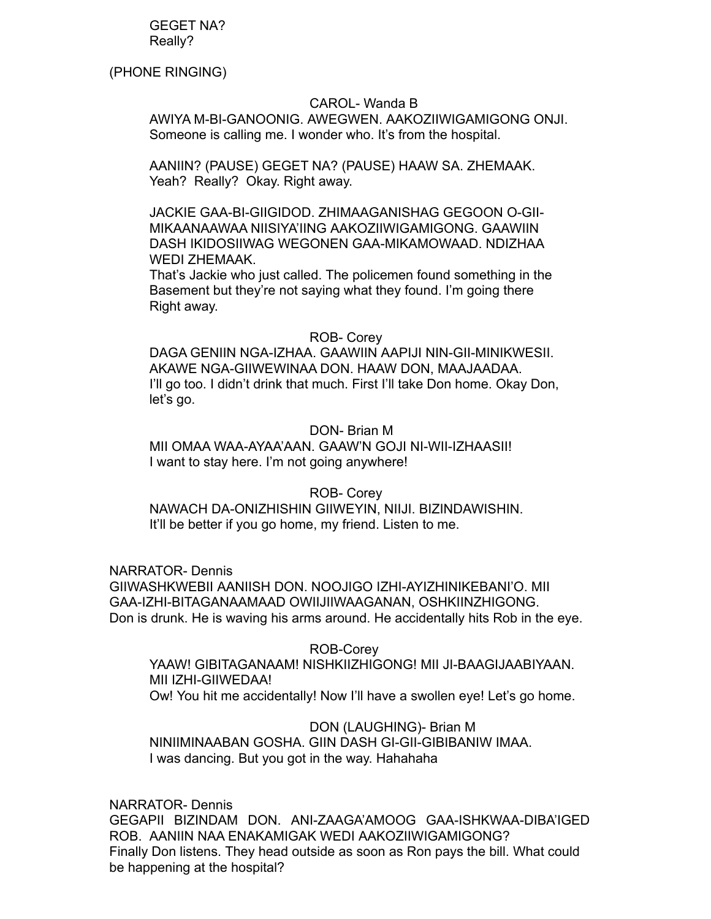GEGET NA?
Really?

(PHONE RINGING)

CAROL- Wanda B

AWIYA M-BI-GANOONIG. AWEGWEN. AAKOZIIWIGAMIGONG ONJI.
Someone is calling me. I wonder who. It's from the hospital.

AANIIN? (PAUSE) GEGET NA? (PAUSE) HAAW SA. ZHEMAAK.
Yeah? Really? Okay. Right away.

JACKIE GAA-BI-GIIGIDOD. ZHIMAAGANISHAG GEGOON O-GII-MIKAANAAWAA NIISIYA'IING AAKOZIIWIGAMIGONG. GAAWIIN DASH IKIDOSIIWAG WEGONEN GAA-MIKAMOWAAD. NDIZHAA WEDI ZHEMAAK.
That's Jackie who just called. The policemen found something in the Basement but they're not saying what they found. I'm going there Right away.

ROB- Corey

DAGA GENIIN NGA-IZHAA. GAAWIIN AAPIJI NIN-GII-MINIKWESII. AKAWE NGA-GIIWEWINAA DON. HAAW DON, MAAJAADAA.
I'll go too. I didn't drink that much. First I'll take Don home. Okay Don, let's go.

DON- Brian M

MII OMAA WAA-AYAA'AAN. GAAW'N GOJI NI-WII-IZHAASII!
I want to stay here. I'm not going anywhere!

ROB- Corey

NAWACH DA-ONIZHISHIN GIIWEYIN, NIIJI. BIZINDAWISHIN.
It'll be better if you go home, my friend. Listen to me.

NARRATOR- Dennis

GIIWASHKWEBII AANIISH DON. NOOJIGO IZHI-AYIZHINIKEBANI'O. MII GAA-IZHI-BITAGANAAMAAD OWIIJIIWAAGANAN, OSHKIINZHIGONG.
Don is drunk. He is waving his arms around. He accidentally hits Rob in the eye.

ROB-Corey

YAAW! GIBITAGANAAM! NISHKIIZHIGONG! MII JI-BAAGIJAABIYAAN. MII IZHI-GIIWEDAA!
Ow! You hit me accidentally! Now I'll have a swollen eye! Let's go home.

DON (LAUGHING)- Brian M

NINIIMINAABAN GOSHA. GIIN DASH GI-GII-GIBIBANIW IMAA.
I was dancing. But you got in the way. Hahahaha

NARRATOR- Dennis

GEGAPII BIZINDAM DON. ANI-ZAAGA'AMOOG GAA-ISHKWAA-DIBA'IGED ROB. AANIIN NAA ENAKAMIGAK WEDI AAKOZIIWIGAMIGONG?
Finally Don listens. They head outside as soon as Ron pays the bill. What could be happening at the hospital?